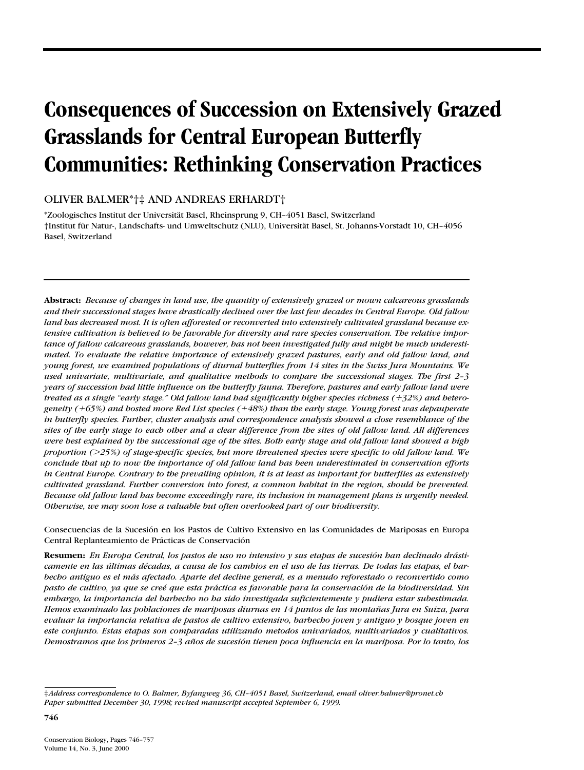# Consequences of Succession on Extensively Grazed Grasslands for Central European Butterfly Communities: Rethinking Conservation Practices

OLIVER BALMER*†‡ AND ANDREAS ERHARDT†

*Zoologisches Institut der Universität Basel, Rheinsprung 9, CH–4051 Basel, Switzerland
†Institut für Natur-, Landschafts- und Umweltschutz (NLU), Universität Basel, St. Johanns-Vorstadt 10, CH–4056 Basel, Switzerland

---

**Abstract:** *Because of changes in land use, the quantity of extensively grazed or mown calcareous grasslands and their successional stages have drastically declined over the last few decades in Central Europe. Old fallow land has decreased most. It is often afforested or reconverted into extensively cultivated grassland because extensive cultivation is believed to be favorable for diversity and rare species conservation. The relative importance of fallow calcareous grasslands, however, has not been investigated fully and might be much underestimated. To evaluate the relative importance of extensively grazed pastures, early and old fallow land, and young forest, we examined populations of diurnal butterflies from 14 sites in the Swiss Jura Mountains. We used univariate, multivariate, and qualitative methods to compare the successional stages. The first 2–3 years of succession had little influence on the butterfly fauna. Therefore, pastures and early fallow land were treated as a single "early stage." Old fallow land had significantly higher species richness (+32%) and heterogeneity (+65%) and hosted more Red List species (+48%) than the early stage. Young forest was depauperate in butterfly species. Further, cluster analysis and correspondence analysis showed a close resemblance of the sites of the early stage to each other and a clear difference from the sites of old fallow land. All differences were best explained by the successional age of the sites. Both early stage and old fallow land showed a high proportion (>25%) of stage-specific species, but more threatened species were specific to old fallow land. We conclude that up to now the importance of old fallow land has been underestimated in conservation efforts in Central Europe. Contrary to the prevailing opinion, it is at least as important for butterflies as extensively cultivated grassland. Further conversion into forest, a common habitat in the region, should be prevented. Because old fallow land has become exceedingly rare, its inclusion in management plans is urgently needed. Otherwise, we may soon lose a valuable but often overlooked part of our biodiversity.*

Consecuencias de la Sucesión en los Pastos de Cultivo Extensivo en las Comunidades de Mariposas en Europa Central Replanteamiento de Prácticas de Conservación

**Resumen:** *En Europa Central, los pastos de uso no intensivo y sus etapas de sucesión han declinado drásticamente en las últimas décadas, a causa de los cambios en el uso de las tierras. De todas las etapas, el barbecho antiguo es el más afectado. Aparte del decline general, es a menudo reforestado o reconvertido como pasto de cultivo, ya que se creé que esta práctica es favorable para la conservación de la biodiversidad. Sin embargo, la importancia del barbecho no ha sido investigada suficientemente y pudiera estar subestimada. Hemos examinado las poblaciones de mariposas diurnas en 14 puntos de las montañas Jura en Suiza, para evaluar la importancia relativa de pastos de cultivo extensivo, barbecho joven y antiguo y bosque joven en este conjunto. Estas etapas son comparadas utilizando metodos univariados, multivariados y cualitativos. Demostramos que los primeros 2–3 años de sucesión tienen poca influencia en la mariposa. Por lo tanto, los*

---

‡*Address correspondence to O. Balmer, Byfangweg 36, CH–4051 Basel, Switzerland, email oliver.balmer@pronet.ch*
*Paper submitted December 30, 1998; revised manuscript accepted September 6, 1999.*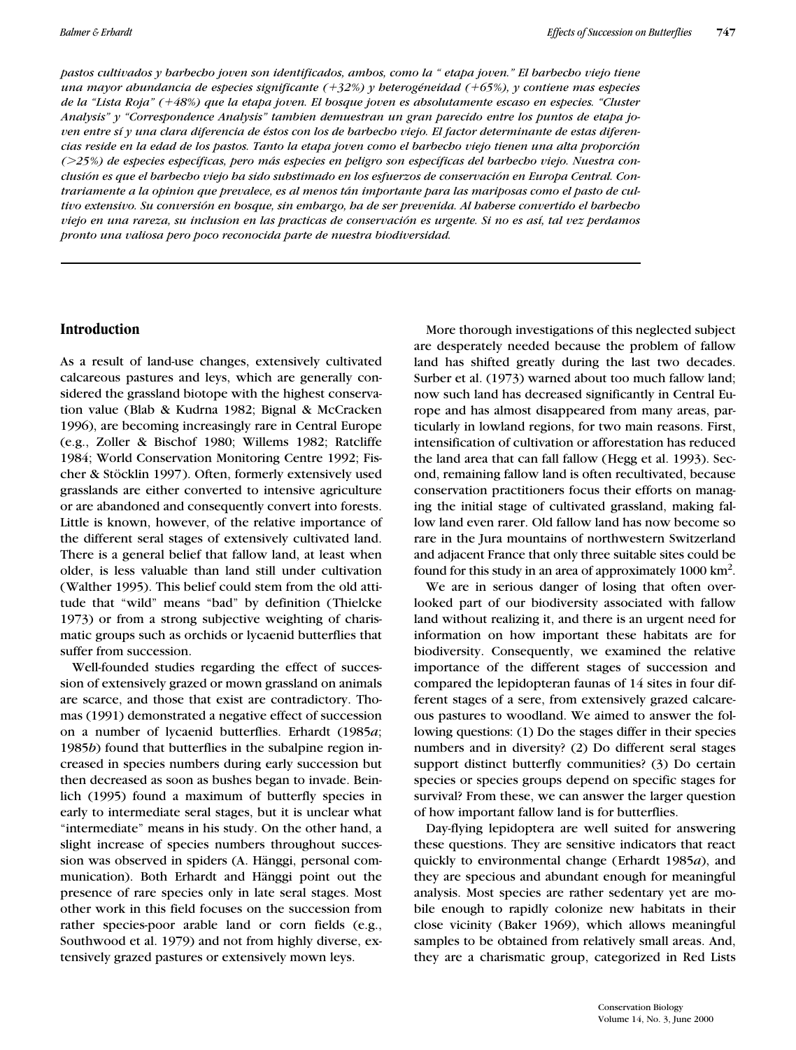*pastos cultivados y barbecho joven son identificados, ambos, como la " etapa joven." El barbecho viejo tiene una mayor abundancia de especies significante (+32%) y heterogéneidad (+65%), y contiene mas especies de la "Lista Roja" (+48%) que la etapa joven. El bosque joven es absolutamente escaso en especies. "Cluster Analysis" y "Correspondence Analysis" tambien demuestran un gran parecido entre los puntos de etapa joven entre sí y una clara diferencia de éstos con los de barbecho viejo. El factor determinante de estas diferencias reside en la edad de los pastos. Tanto la etapa joven como el barbecho viejo tienen una alta proporción (>25%) de especies específicas, pero más especies en peligro son específicas del barbecho viejo. Nuestra conclusión es que el barbecho viejo ha sido substimado en los esfuerzos de conservación en Europa Central. Contrariamente a la opinion que prevalece, es al menos tán importante para las mariposas como el pasto de cultivo extensivo. Su conversión en bosque, sin embargo, ha de ser prevenida. Al haberse convertido el barbecho viejo en una rareza, su inclusion en las practicas de conservación es urgente. Si no es así, tal vez perdamos pronto una valiosa pero poco reconocida parte de nuestra biodiversidad.*

## Introduction

As a result of land-use changes, extensively cultivated calcareous pastures and leys, which are generally considered the grassland biotope with the highest conservation value (Blab & Kudrna 1982; Bignal & McCracken 1996), are becoming increasingly rare in Central Europe (e.g., Zoller & Bischof 1980; Willems 1982; Ratcliffe 1984; World Conservation Monitoring Centre 1992; Fischer & Stöcklin 1997). Often, formerly extensively used grasslands are either converted to intensive agriculture or are abandoned and consequently convert into forests. Little is known, however, of the relative importance of the different seral stages of extensively cultivated land. There is a general belief that fallow land, at least when older, is less valuable than land still under cultivation (Walther 1995). This belief could stem from the old attitude that "wild" means "bad" by definition (Thielcke 1973) or from a strong subjective weighting of charismatic groups such as orchids or lycaenid butterflies that suffer from succession.

Well-founded studies regarding the effect of succession of extensively grazed or mown grassland on animals are scarce, and those that exist are contradictory. Thomas (1991) demonstrated a negative effect of succession on a number of lycaenid butterflies. Erhardt (1985*a*; 1985*b*) found that butterflies in the subalpine region increased in species numbers during early succession but then decreased as soon as bushes began to invade. Beinlich (1995) found a maximum of butterfly species in early to intermediate seral stages, but it is unclear what "intermediate" means in his study. On the other hand, a slight increase of species numbers throughout succession was observed in spiders (A. Hänggi, personal communication). Both Erhardt and Hänggi point out the presence of rare species only in late seral stages. Most other work in this field focuses on the succession from rather species-poor arable land or corn fields (e.g., Southwood et al. 1979) and not from highly diverse, extensively grazed pastures or extensively mown leys.

More thorough investigations of this neglected subject are desperately needed because the problem of fallow land has shifted greatly during the last two decades. Surber et al. (1973) warned about too much fallow land; now such land has decreased significantly in Central Europe and has almost disappeared from many areas, particularly in lowland regions, for two main reasons. First, intensification of cultivation or afforestation has reduced the land area that can fall fallow (Hegg et al. 1993). Second, remaining fallow land is often recultivated, because conservation practitioners focus their efforts on managing the initial stage of cultivated grassland, making fallow land even rarer. Old fallow land has now become so rare in the Jura mountains of northwestern Switzerland and adjacent France that only three suitable sites could be found for this study in an area of approximately 1000 km$^2$.

We are in serious danger of losing that often overlooked part of our biodiversity associated with fallow land without realizing it, and there is an urgent need for information on how important these habitats are for biodiversity. Consequently, we examined the relative importance of the different stages of succession and compared the lepidopteran faunas of 14 sites in four different stages of a sere, from extensively grazed calcareous pastures to woodland. We aimed to answer the following questions: (1) Do the stages differ in their species numbers and in diversity? (2) Do different seral stages support distinct butterfly communities? (3) Do certain species or species groups depend on specific stages for survival? From these, we can answer the larger question of how important fallow land is for butterflies.

Day-flying lepidoptera are well suited for answering these questions. They are sensitive indicators that react quickly to environmental change (Erhardt 1985*a*), and they are specious and abundant enough for meaningful analysis. Most species are rather sedentary yet are mobile enough to rapidly colonize new habitats in their close vicinity (Baker 1969), which allows meaningful samples to be obtained from relatively small areas. And, they are a charismatic group, categorized in Red Lists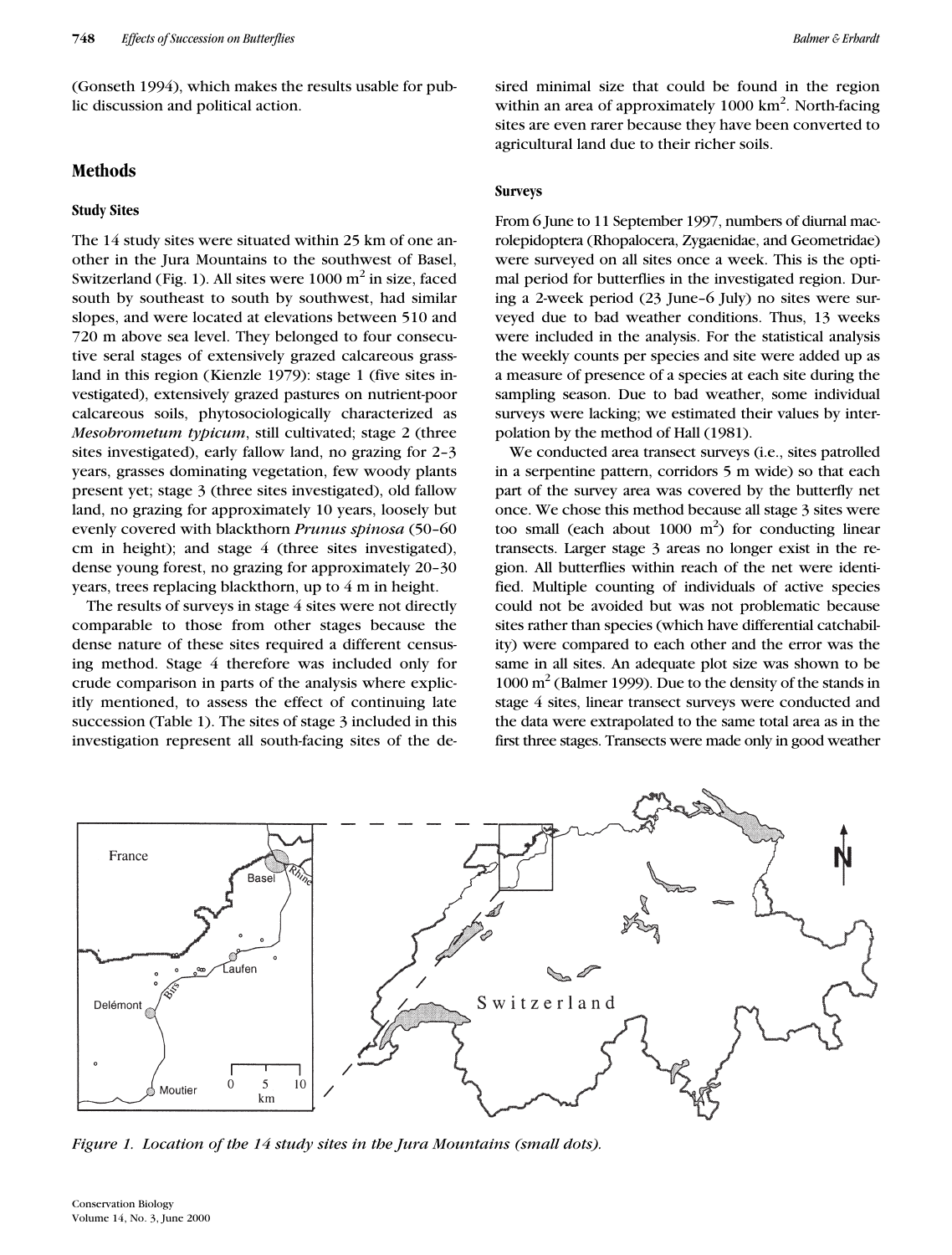(Gonseth 1994), which makes the results usable for public discussion and political action.

## Methods

### Study Sites

The 14 study sites were situated within 25 km of one another in the Jura Mountains to the southwest of Basel, Switzerland (Fig. 1). All sites were 1000 m$^2$ in size, faced south by southeast to south by southwest, had similar slopes, and were located at elevations between 510 and 720 m above sea level. They belonged to four consecutive seral stages of extensively grazed calcareous grassland in this region (Kienzle 1979): stage 1 (five sites investigated), extensively grazed pastures on nutrient-poor calcareous soils, phytosociologically characterized as *Mesobrometum typicum*, still cultivated; stage 2 (three sites investigated), early fallow land, no grazing for 2–3 years, grasses dominating vegetation, few woody plants present yet; stage 3 (three sites investigated), old fallow land, no grazing for approximately 10 years, loosely but evenly covered with blackthorn *Prunus spinosa* (50–60 cm in height); and stage 4 (three sites investigated), dense young forest, no grazing for approximately 20–30 years, trees replacing blackthorn, up to 4 m in height.

The results of surveys in stage 4 sites were not directly comparable to those from other stages because the dense nature of these sites required a different censusing method. Stage 4 therefore was included only for crude comparison in parts of the analysis where explicitly mentioned, to assess the effect of continuing late succession (Table 1). The sites of stage 3 included in this investigation represent all south-facing sites of the desired minimal size that could be found in the region within an area of approximately 1000 km$^2$. North-facing sites are even rarer because they have been converted to agricultural land due to their richer soils.

### Surveys

From 6 June to 11 September 1997, numbers of diurnal macrolepidoptera (Rhopalocera, Zygaenidae, and Geometridae) were surveyed on all sites once a week. This is the optimal period for butterflies in the investigated region. During a 2-week period (23 June–6 July) no sites were surveyed due to bad weather conditions. Thus, 13 weeks were included in the analysis. For the statistical analysis the weekly counts per species and site were added up as a measure of presence of a species at each site during the sampling season. Due to bad weather, some individual surveys were lacking; we estimated their values by interpolation by the method of Hall (1981).

We conducted area transect surveys (i.e., sites patrolled in a serpentine pattern, corridors 5 m wide) so that each part of the survey area was covered by the butterfly net once. We chose this method because all stage 3 sites were too small (each about 1000 m$^2$) for conducting linear transects. Larger stage 3 areas no longer exist in the region. All butterflies within reach of the net were identified. Multiple counting of individuals of active species could not be avoided but was not problematic because sites rather than species (which have differential catchability) were compared to each other and the error was the same in all sites. An adequate plot size was shown to be 1000 m$^2$ (Balmer 1999). Due to the density of the stands in stage 4 sites, linear transect surveys were conducted and the data were extrapolated to the same total area as in the first three stages. Transects were made only in good weather

*Figure 1. Location of the 14 study sites in the Jura Mountains (small dots).*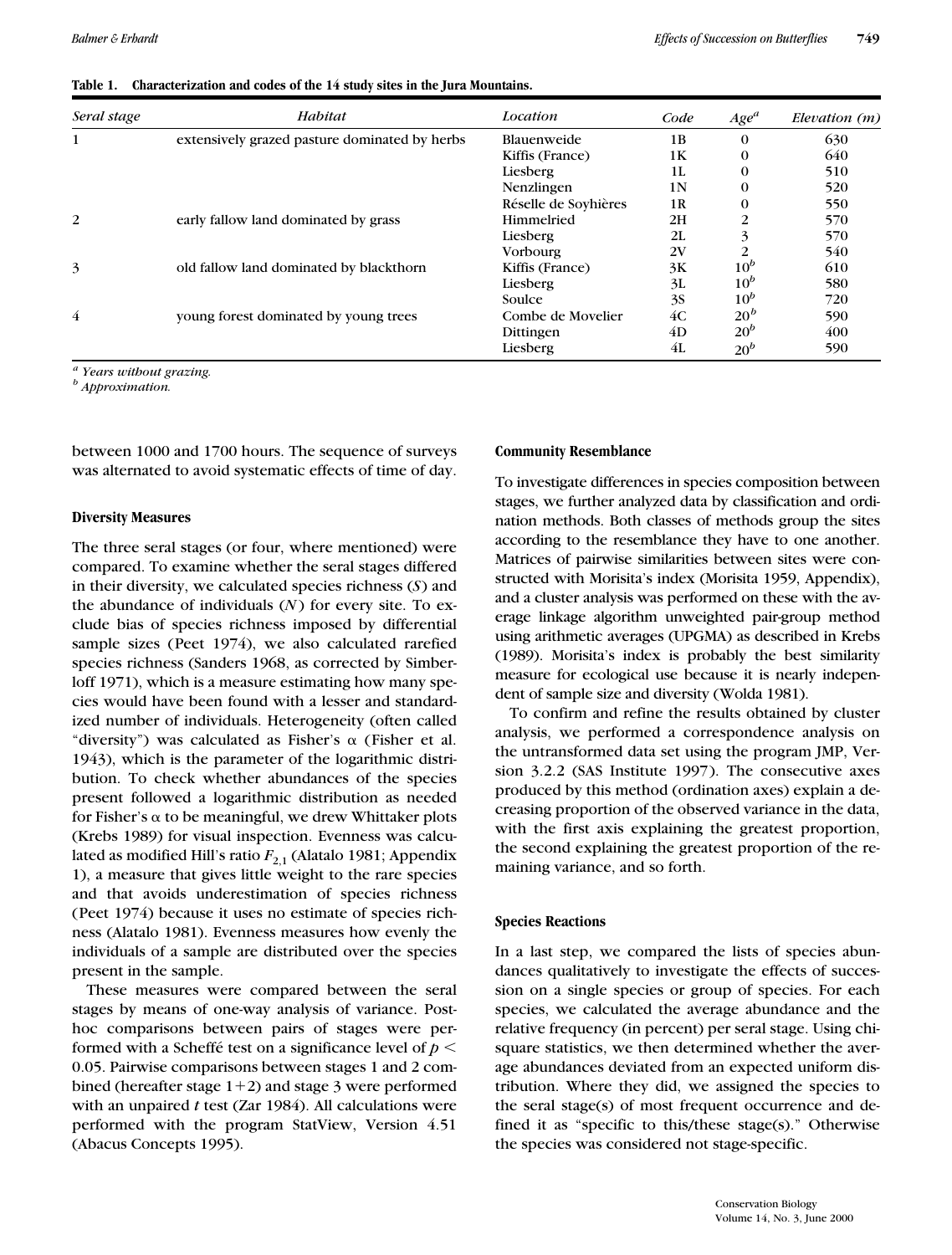**Table 1. Characterization and codes of the 14 study sites in the Jura Mountains.**

| *Seral stage* | *Habitat* | *Location* | *Code* | *Age*[a] | *Elevation (m)* |
|---|---|---|---|---|---|
| 1 | extensively grazed pasture dominated by herbs | Blauenweide | 1B | 0 | 630 |
| | | Kiffis (France) | 1K | 0 | 640 |
| | | Liesberg | 1L | 0 | 510 |
| | | Nenzlingen | 1N | 0 | 520 |
| | | Réselle de Soyhières | 1R | 0 | 550 |
| 2 | early fallow land dominated by grass | Himmelried | 2H | 2 | 570 |
| | | Liesberg | 2L | 3 | 570 |
| | | Vorbourg | 2V | 2 | 540 |
| 3 | old fallow land dominated by blackthorn | Kiffis (France) | 3K | 10[b] | 610 |
| | | Liesberg | 3L | 10[b] | 580 |
| | | Soulce | 3S | 10[b] | 720 |
| 4 | young forest dominated by young trees | Combe de Movelier | 4C | 20[b] | 590 |
| | | Dittingen | 4D | 20[b] | 400 |
| | | Liesberg | 4L | 20[b] | 590 |

[a] *Years without grazing.*
[b] *Approximation.*

between 1000 and 1700 hours. The sequence of surveys was alternated to avoid systematic effects of time of day.

### Diversity Measures

The three seral stages (or four, where mentioned) were compared. To examine whether the seral stages differed in their diversity, we calculated species richness ($S$) and the abundance of individuals ($N$) for every site. To exclude bias of species richness imposed by differential sample sizes (Peet 1974), we also calculated rarefied species richness (Sanders 1968, as corrected by Simberloff 1971), which is a measure estimating how many species would have been found with a lesser and standardized number of individuals. Heterogeneity (often called "diversity") was calculated as Fisher's $\alpha$ (Fisher et al. 1943), which is the parameter of the logarithmic distribution. To check whether abundances of the species present followed a logarithmic distribution as needed for Fisher's $\alpha$ to be meaningful, we drew Whittaker plots (Krebs 1989) for visual inspection. Evenness was calculated as modified Hill's ratio $F_{2,1}$ (Alatalo 1981; Appendix 1), a measure that gives little weight to the rare species and that avoids underestimation of species richness (Peet 1974) because it uses no estimate of species richness (Alatalo 1981). Evenness measures how evenly the individuals of a sample are distributed over the species present in the sample.

These measures were compared between the seral stages by means of one-way analysis of variance. Post-hoc comparisons between pairs of stages were performed with a Scheffé test on a significance level of $p < 0.05$. Pairwise comparisons between stages 1 and 2 combined (hereafter stage 1+2) and stage 3 were performed with an unpaired $t$ test (Zar 1984). All calculations were performed with the program StatView, Version 4.51 (Abacus Concepts 1995).

### Community Resemblance

To investigate differences in species composition between stages, we further analyzed data by classification and ordination methods. Both classes of methods group the sites according to the resemblance they have to one another. Matrices of pairwise similarities between sites were constructed with Morisita's index (Morisita 1959, Appendix), and a cluster analysis was performed on these with the average linkage algorithm unweighted pair-group method using arithmetic averages (UPGMA) as described in Krebs (1989). Morisita's index is probably the best similarity measure for ecological use because it is nearly independent of sample size and diversity (Wolda 1981).

To confirm and refine the results obtained by cluster analysis, we performed a correspondence analysis on the untransformed data set using the program JMP, Version 3.2.2 (SAS Institute 1997). The consecutive axes produced by this method (ordination axes) explain a decreasing proportion of the observed variance in the data, with the first axis explaining the greatest proportion, the second explaining the greatest proportion of the remaining variance, and so forth.

### Species Reactions

In a last step, we compared the lists of species abundances qualitatively to investigate the effects of succession on a single species or group of species. For each species, we calculated the average abundance and the relative frequency (in percent) per seral stage. Using chi-square statistics, we then determined whether the average abundances deviated from an expected uniform distribution. Where they did, we assigned the species to the seral stage(s) of most frequent occurrence and defined it as "specific to this/these stage(s)." Otherwise the species was considered not stage-specific.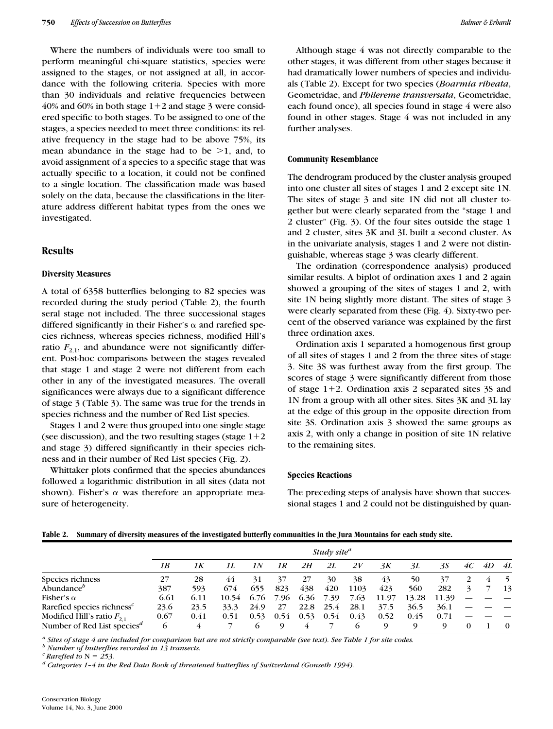Where the numbers of individuals were too small to perform meaningful chi-square statistics, species were assigned to the stages, or not assigned at all, in accordance with the following criteria. Species with more than 30 individuals and relative frequencies between 40% and 60% in both stage 1+2 and stage 3 were considered specific to both stages. To be assigned to one of the stages, a species needed to meet three conditions: its relative frequency in the stage had to be above 75%, its mean abundance in the stage had to be >1, and, to avoid assignment of a species to a specific stage that was actually specific to a location, it could not be confined to a single location. The classification made was based solely on the data, because the classifications in the literature address different habitat types from the ones we investigated.

## Results

### Diversity Measures

A total of 6358 butterflies belonging to 82 species was recorded during the study period (Table 2), the fourth seral stage not included. The three successional stages differed significantly in their Fisher's α and rarefied species richness, whereas species richness, modified Hill's ratio $F_{2,1}$, and abundance were not significantly different. Post-hoc comparisons between the stages revealed that stage 1 and stage 2 were not different from each other in any of the investigated measures. The overall significances were always due to a significant difference of stage 3 (Table 3). The same was true for the trends in species richness and the number of Red List species.

Stages 1 and 2 were thus grouped into one single stage (see discussion), and the two resulting stages (stage 1+2 and stage 3) differed significantly in their species richness and in their number of Red List species (Fig. 2).

Whittaker plots confirmed that the species abundances followed a logarithmic distribution in all sites (data not shown). Fisher's α was therefore an appropriate measure of heterogeneity.

Although stage 4 was not directly comparable to the other stages, it was different from other stages because it had dramatically lower numbers of species and individuals (Table 2). Except for two species (*Boarmia ribeata*, Geometridae, and *Philereme transversata*, Geometridae, each found once), all species found in stage 4 were also found in other stages. Stage 4 was not included in any further analyses.

### Community Resemblance

The dendrogram produced by the cluster analysis grouped into one cluster all sites of stages 1 and 2 except site 1N. The sites of stage 3 and site 1N did not all cluster together but were clearly separated from the "stage 1 and 2 cluster" (Fig. 3). Of the four sites outside the stage 1 and 2 cluster, sites 3K and 3L built a second cluster. As in the univariate analysis, stages 1 and 2 were not distinguishable, whereas stage 3 was clearly different.

The ordination (correspondence analysis) produced similar results. A biplot of ordination axes 1 and 2 again showed a grouping of the sites of stages 1 and 2, with site 1N being slightly more distant. The sites of stage 3 were clearly separated from these (Fig. 4). Sixty-two percent of the observed variance was explained by the first three ordination axes.

Ordination axis 1 separated a homogenous first group of all sites of stages 1 and 2 from the three sites of stage 3. Site 3S was furthest away from the first group. The scores of stage 3 were significantly different from those of stage 1+2. Ordination axis 2 separated sites 3S and 1N from a group with all other sites. Sites 3K and 3L lay at the edge of this group in the opposite direction from site 3S. Ordination axis 3 showed the same groups as axis 2, with only a change in position of site 1N relative to the remaining sites.

### Species Reactions

The preceding steps of analysis have shown that successional stages 1 and 2 could not be distinguished by quan-

**Table 2. Summary of diversity measures of the investigated butterfly communities in the Jura Mountains for each study site.**

| | Study site[a] | | | | | | | | | | | | | |
|---|---|---|---|---|---|---|---|---|---|---|---|---|---|---|
| | *1B* | *1K* | *1L* | *1N* | *1R* | *2H* | *2L* | *2V* | *3K* | *3L* | *3S* | *4C* | *4D* | *4L* |
| Species richness | 27 | 28 | 44 | 31 | 37 | 27 | 30 | 38 | 43 | 50 | 37 | 2 | 4 | 5 |
| Abundance[b] | 387 | 593 | 674 | 655 | 823 | 438 | 420 | 1103 | 423 | 560 | 282 | 3 | 7 | 13 |
| Fisher's α | 6.61 | 6.11 | 10.54 | 6.76 | 7.96 | 6.36 | 7.39 | 7.63 | 11.97 | 13.28 | 11.39 | — | — | — |
| Rarefied species richness[c] | 23.6 | 23.5 | 33.3 | 24.9 | 27 | 22.8 | 25.4 | 28.1 | 37.5 | 36.5 | 36.1 | — | — | — |
| Modified Hill's ratio $F_{2,1}$ | 0.67 | 0.41 | 0.51 | 0.53 | 0.54 | 0.53 | 0.54 | 0.43 | 0.52 | 0.45 | 0.71 | — | — | — |
| Number of Red List species[d] | 6 | 4 | 7 | 6 | 9 | 4 | 7 | 6 | 9 | 9 | 9 | 0 | 1 | 0 |

[a] *Sites of stage 4 are included for comparison but are not strictly comparable (see text). See Table 1 for site codes.*
[b] *Number of butterflies recorded in 13 transects.*
[c] *Rarefied to* N = *253.*
[d] *Categories 1–4 in the Red Data Book of threatened butterflies of Switzerland (Gonseth 1994).*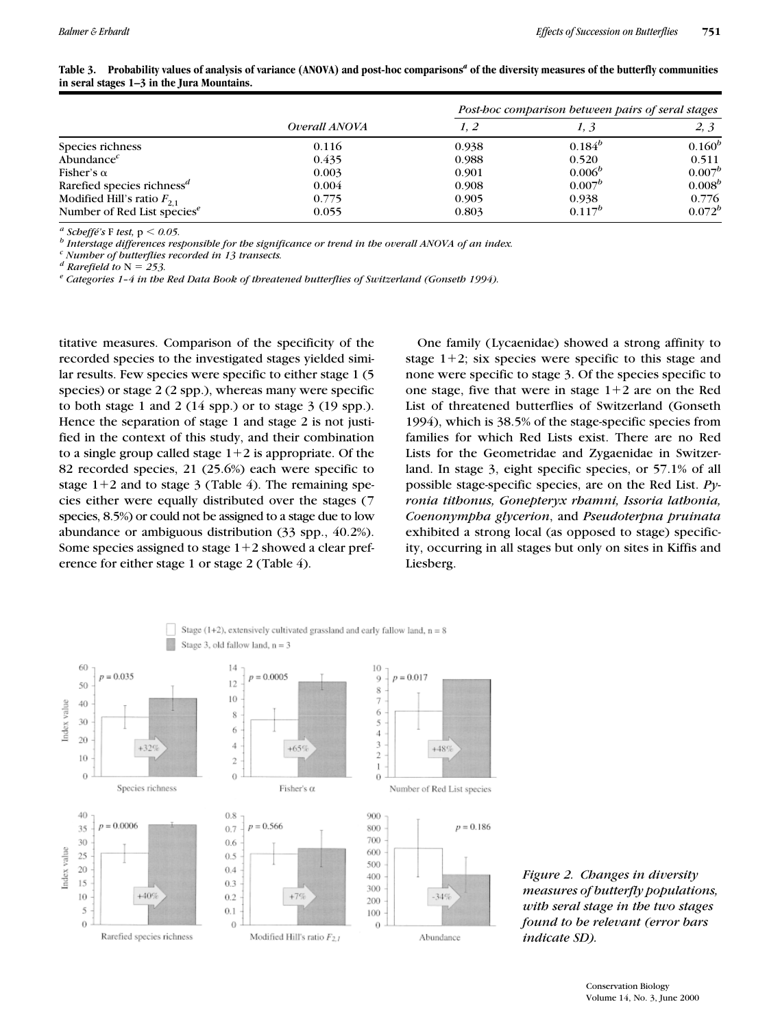**Table 3. Probability values of analysis of variance (ANOVA) and post-hoc comparisons[a] of the diversity measures of the butterfly communities in seral stages 1–3 in the Jura Mountains.**

| | Overall ANOVA | *Post-hoc comparison between pairs of seral stages* | | |
|---|---|---|---|---|
| | | *1, 2* | *1, 3* | *2, 3* |
| Species richness | 0.116 | 0.938 | 0.184[b] | 0.160[b] |
| Abundance[c] | 0.435 | 0.988 | 0.520 | 0.511 |
| Fisher's α | 0.003 | 0.901 | 0.006[b] | 0.007[b] |
| Rarefied species richness[d] | 0.004 | 0.908 | 0.007[b] | 0.008[b] |
| Modified Hill's ratio $F_{2,1}$ | 0.775 | 0.905 | 0.938 | 0.776 |
| Number of Red List species[e] | 0.055 | 0.803 | 0.117[b] | 0.072[b] |

[a] *Scheffé's* F *test,* $p < 0.05$.
[b] *Interstage differences responsible for the significance or trend in the overall ANOVA of an index.*
[c] *Number of butterflies recorded in 13 transects.*
[d] *Rarefield to* $N = 253$.
[e] *Categories 1–4 in the Red Data Book of threatened butterflies of Switzerland (Gonseth 1994).*

titative measures. Comparison of the specificity of the recorded species to the investigated stages yielded similar results. Few species were specific to either stage 1 (5 species) or stage 2 (2 spp.), whereas many were specific to both stage 1 and 2 (14 spp.) or to stage 3 (19 spp.). Hence the separation of stage 1 and stage 2 is not justified in the context of this study, and their combination to a single group called stage 1+2 is appropriate. Of the 82 recorded species, 21 (25.6%) each were specific to stage 1+2 and to stage 3 (Table 4). The remaining species either were equally distributed over the stages (7 species, 8.5%) or could not be assigned to a stage due to low abundance or ambiguous distribution (33 spp., 40.2%). Some species assigned to stage 1+2 showed a clear preference for either stage 1 or stage 2 (Table 4).

One family (Lycaenidae) showed a strong affinity to stage 1+2; six species were specific to this stage and none were specific to stage 3. Of the species specific to one stage, five that were in stage 1+2 are on the Red List of threatened butterflies of Switzerland (Gonseth 1994), which is 38.5% of the stage-specific species from families for which Red Lists exist. There are no Red Lists for the Geometridae and Zygaenidae in Switzerland. In stage 3, eight specific species, or 57.1% of all possible stage-specific species, are on the Red List. ***Pyronia tithonus, Gonepteryx rhamni, Issoria lathonia, Coenonympha glycerion***, and ***Pseudoterpna pruinata*** exhibited a strong local (as opposed to stage) specificity, occurring in all stages but only on sites in Kiffis and Liesberg.

*Figure 2. Changes in diversity measures of butterfly populations, with seral stage in the two stages found to be relevant (error bars indicate SD).*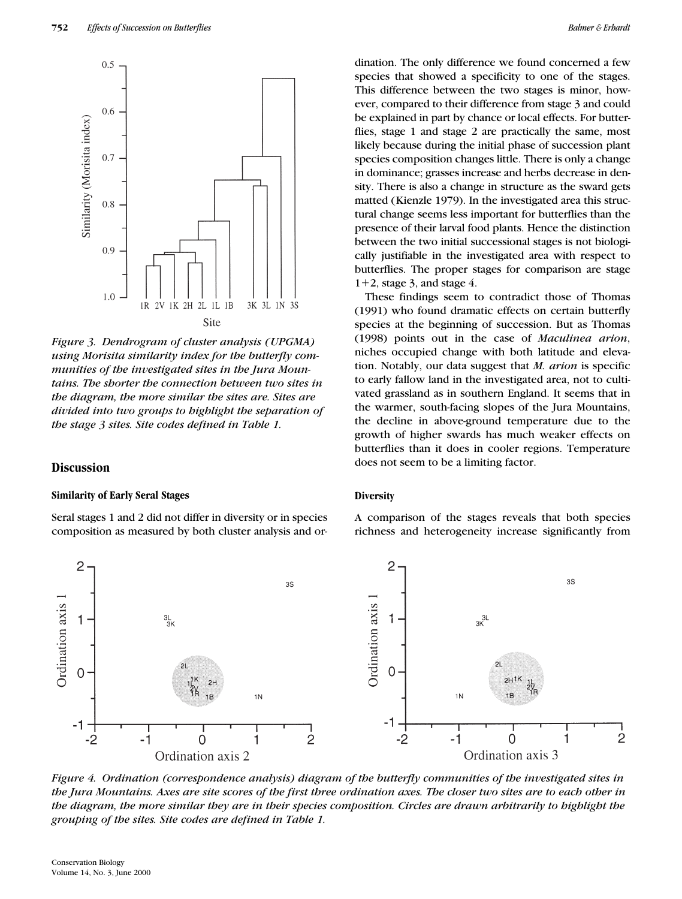Figure 3. Dendrogram of cluster analysis (UPGMA) using Morisita similarity index for the butterfly communities of the investigated sites in the Jura Mountains. The shorter the connection between two sites in the diagram, the more similar the sites are. Sites are divided into two groups to highlight the separation of the stage 3 sites. Site codes defined in Table 1.

## Discussion

### Similarity of Early Seral Stages

Seral stages 1 and 2 did not differ in diversity or in species composition as measured by both cluster analysis and ordination. The only difference we found concerned a few species that showed a specificity to one of the stages. This difference between the two stages is minor, however, compared to their difference from stage 3 and could be explained in part by chance or local effects. For butterflies, stage 1 and stage 2 are practically the same, most likely because during the initial phase of succession plant species composition changes little. There is only a change in dominance; grasses increase and herbs decrease in density. There is also a change in structure as the sward gets matted (Kienzle 1979). In the investigated area this structural change seems less important for butterflies than the presence of their larval food plants. Hence the distinction between the two initial successional stages is not biologically justifiable in the investigated area with respect to butterflies. The proper stages for comparison are stage 1+2, stage 3, and stage 4.

These findings seem to contradict those of Thomas (1991) who found dramatic effects on certain butterfly species at the beginning of succession. But as Thomas (1998) points out in the case of *Maculinea arion*, niches occupied change with both latitude and elevation. Notably, our data suggest that *M. arion* is specific to early fallow land in the investigated area, not to cultivated grassland as in southern England. It seems that in the warmer, south-facing slopes of the Jura Mountains, the decline in above-ground temperature due to the growth of higher swards has much weaker effects on butterflies than it does in cooler regions. Temperature does not seem to be a limiting factor.

### Diversity

A comparison of the stages reveals that both species richness and heterogeneity increase significantly from

Figure 4. Ordination (correspondence analysis) diagram of the butterfly communities of the investigated sites in the Jura Mountains. Axes are site scores of the first three ordination axes. The closer two sites are to each other in the diagram, the more similar they are in their species composition. Circles are drawn arbitrarily to highlight the grouping of the sites. Site codes are defined in Table 1.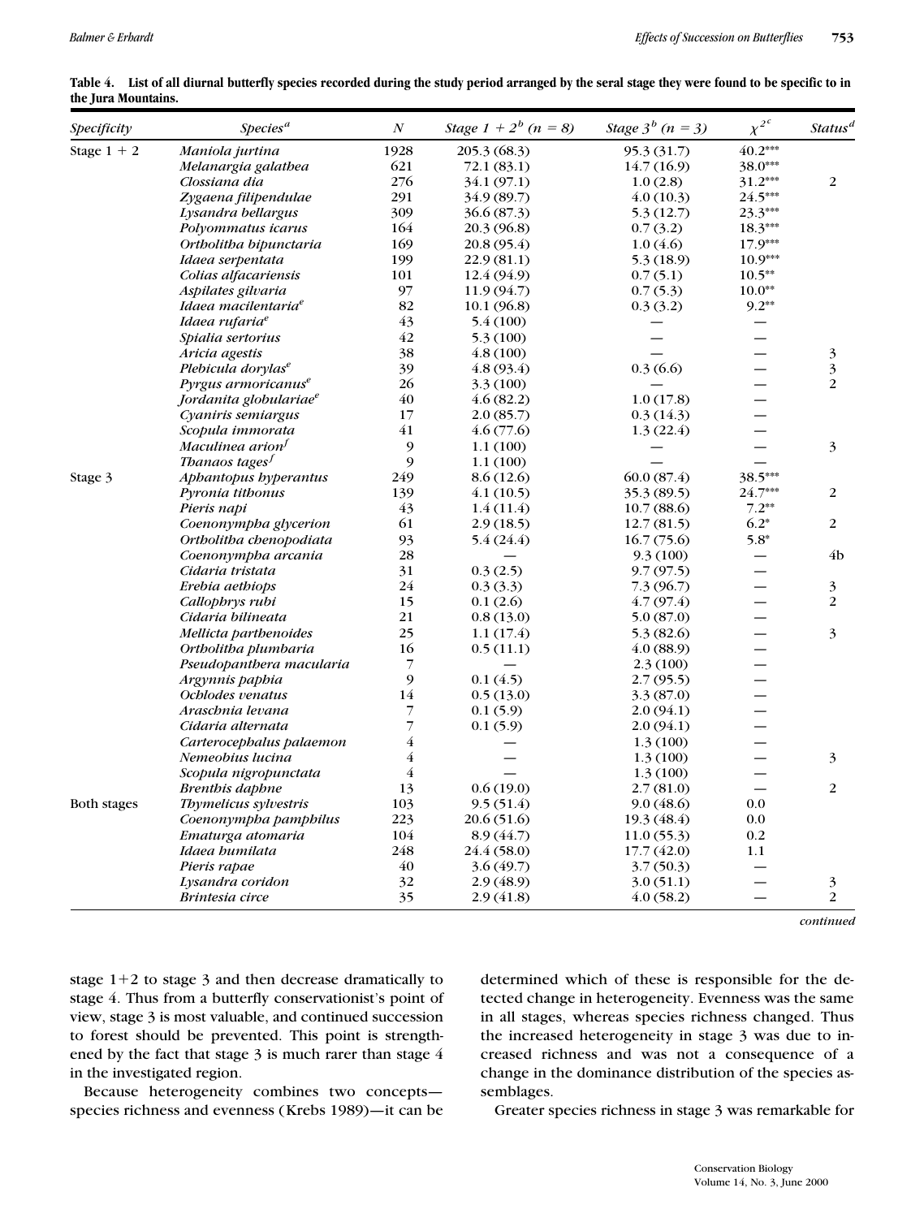**Table 4. List of all diurnal butterfly species recorded during the study period arranged by the seral stage they were found to be specific to in the Jura Mountains.**

| Specificity | Species[a] | N | Stage 1 + 2[b] (n = 8) | Stage 3[b] (n = 3) | $\chi^{2c}$ | Status[d] |
|---|---|---|---|---|---|---|
| Stage 1 + 2 | *Maniola jurtina* | 1928 | 205.3 (68.3) | 95.3 (31.7) | 40.2*** | |
| | *Melanargia galathea* | 621 | 72.1 (83.1) | 14.7 (16.9) | 38.0*** | |
| | *Clossiana dia* | 276 | 34.1 (97.1) | 1.0 (2.8) | 31.2*** | 2 |
| | *Zygaena filipendulae* | 291 | 34.9 (89.7) | 4.0 (10.3) | 24.5*** | |
| | *Lysandra bellargus* | 309 | 36.6 (87.3) | 5.3 (12.7) | 23.3*** | |
| | *Polyommatus icarus* | 164 | 20.3 (96.8) | 0.7 (3.2) | 18.3*** | |
| | *Ortholitha bipunctaria* | 169 | 20.8 (95.4) | 1.0 (4.6) | 17.9*** | |
| | *Idaea serpentata* | 199 | 22.9 (81.1) | 5.3 (18.9) | 10.9*** | |
| | *Colias alfacariensis* | 101 | 12.4 (94.9) | 0.7 (5.1) | 10.5** | |
| | *Aspilates gilvaria* | 97 | 11.9 (94.7) | 0.7 (5.3) | 10.0** | |
| | *Idaea macilentaria*[e] | 82 | 10.1 (96.8) | 0.3 (3.2) | 9.2** | |
| | *Idaea rufaria*[e] | 43 | 5.4 (100) | — | — | |
| | *Spialia sertorius* | 42 | 5.3 (100) | — | — | |
| | *Aricia agestis* | 38 | 4.8 (100) | — | — | 3 |
| | *Plebicula dorylas*[e] | 39 | 4.8 (93.4) | 0.3 (6.6) | — | 3 |
| | *Pyrgus armoricanus*[e] | 26 | 3.3 (100) | — | — | 2 |
| | *Jordanita globulariae*[e] | 40 | 4.6 (82.2) | 1.0 (17.8) | — | |
| | *Cyaniris semiargus* | 17 | 2.0 (85.7) | 0.3 (14.3) | — | |
| | *Scopula immorata* | 41 | 4.6 (77.6) | 1.3 (22.4) | — | |
| | *Maculinea arion*[f] | 9 | 1.1 (100) | — | — | 3 |
| | *Thanaos tages*[f] | 9 | 1.1 (100) | — | — | |
| Stage 3 | *Aphantopus hyperantus* | 249 | 8.6 (12.6) | 60.0 (87.4) | 38.5*** | |
| | *Pyronia tithonus* | 139 | 4.1 (10.5) | 35.3 (89.5) | 24.7*** | 2 |
| | *Pieris napi* | 43 | 1.4 (11.4) | 10.7 (88.6) | 7.2** | |
| | *Coenonympha glycerion* | 61 | 2.9 (18.5) | 12.7 (81.5) | 6.2* | 2 |
| | *Ortholitha chenopodiata* | 93 | 5.4 (24.4) | 16.7 (75.6) | 5.8* | |
| | *Coenonympha arcania* | 28 | — | 9.3 (100) | — | 4b |
| | *Cidaria tristata* | 31 | 0.3 (2.5) | 9.7 (97.5) | — | |
| | *Erebia aethiops* | 24 | 0.3 (3.3) | 7.3 (96.7) | — | 3 |
| | *Callophrys rubi* | 15 | 0.1 (2.6) | 4.7 (97.4) | — | 2 |
| | *Cidaria bilineata* | 21 | 0.8 (13.0) | 5.0 (87.0) | — | |
| | *Mellicta parthenoides* | 25 | 1.1 (17.4) | 5.3 (82.6) | — | 3 |
| | *Ortholitha plumbaria* | 16 | 0.5 (11.1) | 4.0 (88.9) | — | |
| | *Pseudopanthera macularia* | 7 | — | 2.3 (100) | — | |
| | *Argynnis paphia* | 9 | 0.1 (4.5) | 2.7 (95.5) | — | |
| | *Ochlodes venatus* | 14 | 0.5 (13.0) | 3.3 (87.0) | — | |
| | *Araschnia levana* | 7 | 0.1 (5.9) | 2.0 (94.1) | — | |
| | *Cidaria alternata* | 7 | 0.1 (5.9) | 2.0 (94.1) | — | |
| | *Carterocephalus palaemon* | 4 | — | 1.3 (100) | — | |
| | *Nemeobius lucina* | 4 | — | 1.3 (100) | — | 3 |
| | *Scopula nigropunctata* | 4 | — | 1.3 (100) | — | |
| | *Brenthis daphne* | 13 | 0.6 (19.0) | 2.7 (81.0) | — | 2 |
| Both stages | *Thymelicus sylvestris* | 103 | 9.5 (51.4) | 9.0 (48.6) | 0.0 | |
| | *Coenonympha pamphilus* | 223 | 20.6 (51.6) | 19.3 (48.4) | 0.0 | |
| | *Ematurga atomaria* | 104 | 8.9 (44.7) | 11.0 (55.3) | 0.2 | |
| | *Idaea humilata* | 248 | 24.4 (58.0) | 17.7 (42.0) | 1.1 | |
| | *Pieris rapae* | 40 | 3.6 (49.7) | 3.7 (50.3) | — | |
| | *Lysandra coridon* | 32 | 2.9 (48.9) | 3.0 (51.1) | — | 3 |
| | *Brintesia circe* | 35 | 2.9 (41.8) | 4.0 (58.2) | — | 2 |

*continued*

stage 1+2 to stage 3 and then decrease dramatically to stage 4. Thus from a butterfly conservationist's point of view, stage 3 is most valuable, and continued succession to forest should be prevented. This point is strengthened by the fact that stage 3 is much rarer than stage 4 in the investigated region.

Because heterogeneity combines two concepts—species richness and evenness (Krebs 1989)—it can be determined which of these is responsible for the detected change in heterogeneity. Evenness was the same in all stages, whereas species richness changed. Thus the increased heterogeneity in stage 3 was due to increased richness and was not a consequence of a change in the dominance distribution of the species assemblages.

Greater species richness in stage 3 was remarkable for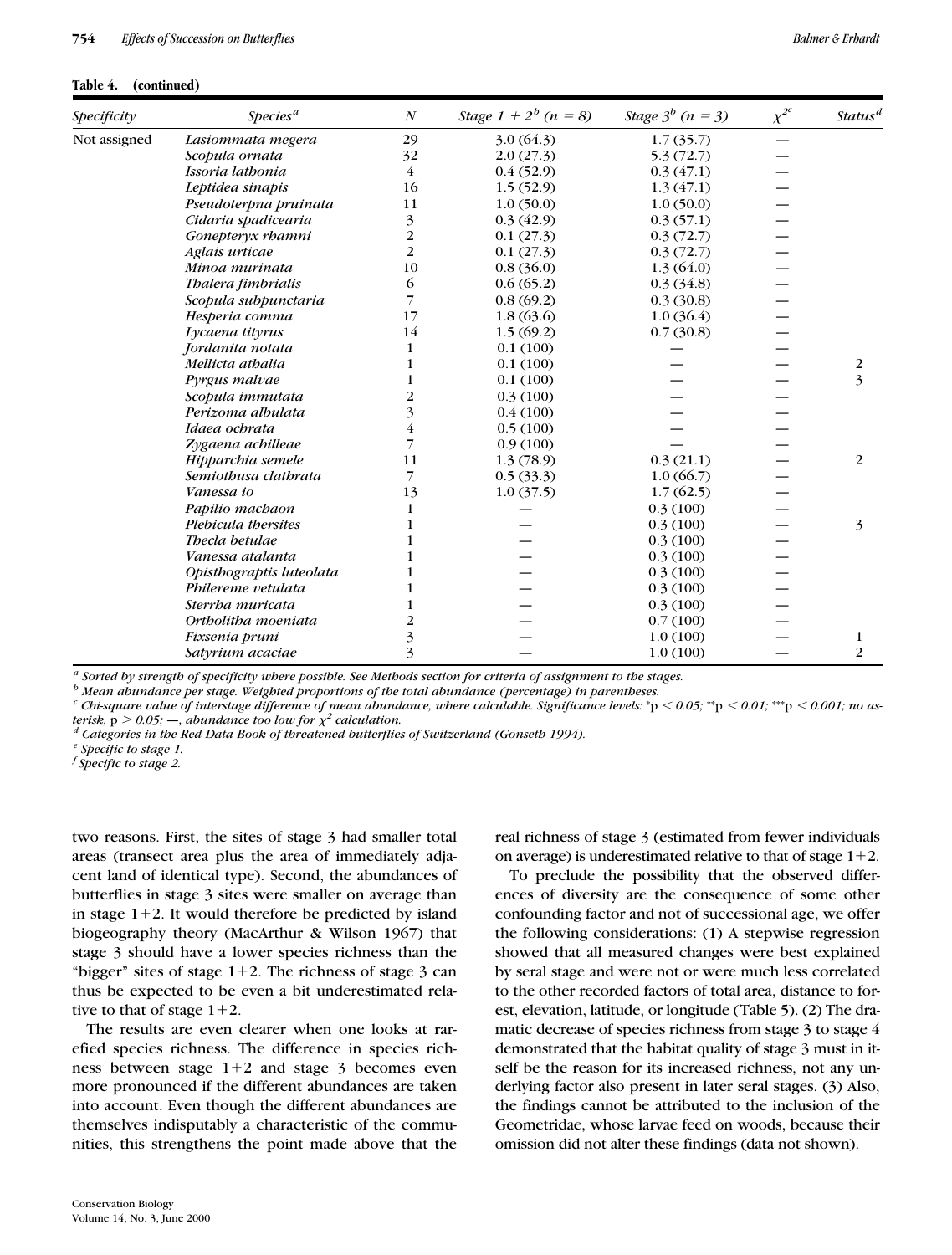**Table 4. (continued)**

| *Specificity* | *Species*[a] | *N* | *Stage 1 + 2*[b] *(n = 8)* | *Stage 3*[b] *(n = 3)* | $\chi^{2c}$ | *Status*[d] |
|---|---|---|---|---|---|---|
| Not assigned | *Lasiommata megera* | 29 | 3.0 (64.3) | 1.7 (35.7) | — | |
| | *Scopula ornata* | 32 | 2.0 (27.3) | 5.3 (72.7) | — | |
| | *Issoria lathonia* | 4 | 0.4 (52.9) | 0.3 (47.1) | — | |
| | *Leptidea sinapis* | 16 | 1.5 (52.9) | 1.3 (47.1) | — | |
| | *Pseudoterpna pruinata* | 11 | 1.0 (50.0) | 1.0 (50.0) | — | |
| | *Cidaria spadicearia* | 3 | 0.3 (42.9) | 0.3 (57.1) | — | |
| | *Gonepteryx rhamni* | 2 | 0.1 (27.3) | 0.3 (72.7) | — | |
| | *Aglais urticae* | 2 | 0.1 (27.3) | 0.3 (72.7) | — | |
| | *Minoa murinata* | 10 | 0.8 (36.0) | 1.3 (64.0) | — | |
| | *Thalera fimbrialis* | 6 | 0.6 (65.2) | 0.3 (34.8) | — | |
| | *Scopula subpunctaria* | 7 | 0.8 (69.2) | 0.3 (30.8) | — | |
| | *Hesperia comma* | 17 | 1.8 (63.6) | 1.0 (36.4) | — | |
| | *Lycaena tityrus* | 14 | 1.5 (69.2) | 0.7 (30.8) | — | |
| | *Jordanita notata* | 1 | 0.1 (100) | — | — | |
| | *Mellicta athalia* | 1 | 0.1 (100) | — | — | 2 |
| | *Pyrgus malvae* | 1 | 0.1 (100) | — | — | 3 |
| | *Scopula immutata* | 2 | 0.3 (100) | — | — | |
| | *Perizoma albulata* | 3 | 0.4 (100) | — | — | |
| | *Idaea ochrata* | 4 | 0.5 (100) | — | — | |
| | *Zygaena achilleae* | 7 | 0.9 (100) | — | — | |
| | *Hipparchia semele* | 11 | 1.3 (78.9) | 0.3 (21.1) | — | 2 |
| | *Semiothusa clathrata* | 7 | 0.5 (33.3) | 1.0 (66.7) | — | |
| | *Vanessa io* | 13 | 1.0 (37.5) | 1.7 (62.5) | — | |
| | *Papilio machaon* | 1 | — | 0.3 (100) | — | |
| | *Plebicula thersites* | 1 | — | 0.3 (100) | — | 3 |
| | *Thecla betulae* | 1 | — | 0.3 (100) | — | |
| | *Vanessa atalanta* | 1 | — | 0.3 (100) | — | |
| | *Opisthograptis luteolata* | 1 | — | 0.3 (100) | — | |
| | *Philereme vetulata* | 1 | — | 0.3 (100) | — | |
| | *Sterrha muricata* | 1 | — | 0.3 (100) | — | |
| | *Ortholitha moeniata* | 2 | — | 0.7 (100) | — | |
| | *Fixsenia pruni* | 3 | — | 1.0 (100) | — | 1 |
| | *Satyrium acaciae* | 3 | — | 1.0 (100) | — | 2 |

[a] *Sorted by strength of specificity where possible. See Methods section for criteria of assignment to the stages.*
[b] *Mean abundance per stage. Weighted proportions of the total abundance (percentage) in parentheses.*
[c] *Chi-square value of interstage difference of mean abundance, where calculable. Significance levels:* *$p < 0.05$; ** $p < 0.01$; *** $p < 0.001$; *no asterisk,* $p > 0.05$; *—, abundance too low for* $\chi^2$ *calculation.*
[d] *Categories in the Red Data Book of threatened butterflies of Switzerland (Gonseth 1994).*
[e] *Specific to stage 1.*
[f] *Specific to stage 2.*

two reasons. First, the sites of stage 3 had smaller total areas (transect area plus the area of immediately adjacent land of identical type). Second, the abundances of butterflies in stage 3 sites were smaller on average than in stage 1+2. It would therefore be predicted by island biogeography theory (MacArthur & Wilson 1967) that stage 3 should have a lower species richness than the "bigger" sites of stage 1+2. The richness of stage 3 can thus be expected to be even a bit underestimated relative to that of stage 1+2.

The results are even clearer when one looks at rarefied species richness. The difference in species richness between stage 1+2 and stage 3 becomes even more pronounced if the different abundances are taken into account. Even though the different abundances are themselves indisputably a characteristic of the communities, this strengthens the point made above that the real richness of stage 3 (estimated from fewer individuals on average) is underestimated relative to that of stage 1+2.

To preclude the possibility that the observed differences of diversity are the consequence of some other confounding factor and not of successional age, we offer the following considerations: (1) A stepwise regression showed that all measured changes were best explained by seral stage and were not or were much less correlated to the other recorded factors of total area, distance to forest, elevation, latitude, or longitude (Table 5). (2) The dramatic decrease of species richness from stage 3 to stage 4 demonstrated that the habitat quality of stage 3 must in itself be the reason for its increased richness, not any underlying factor also present in later seral stages. (3) Also, the findings cannot be attributed to the inclusion of the Geometridae, whose larvae feed on woods, because their omission did not alter these findings (data not shown).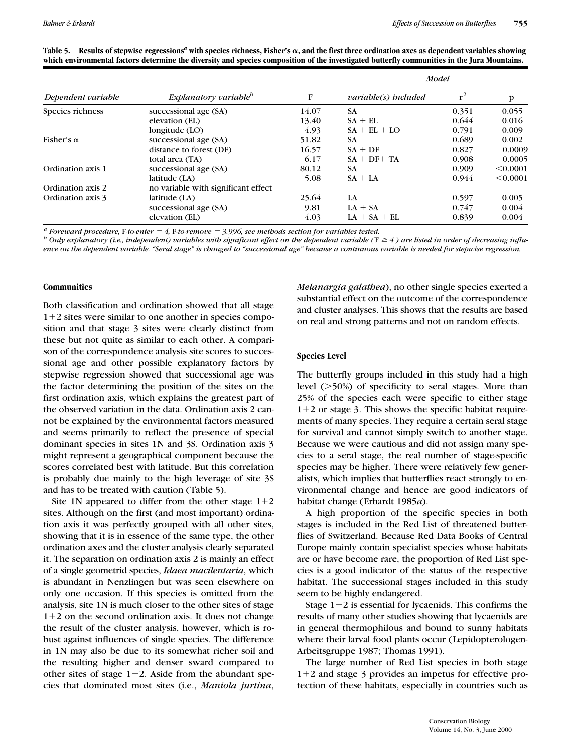**Table 5. Results of stepwise regressions[a] with species richness, Fisher's α, and the first three ordination axes as dependent variables showing which environmental factors determine the diversity and species composition of the investigated butterfly communities in the Jura Mountains.**

| *Dependent variable* | *Explanatory variable*[b] | F | *Model* | | |
|---|---|---|---|---|---|
| | | | *variable(s) included* | $r^2$ | p |
| Species richness | successional age (SA) | 14.07 | SA | 0.351 | 0.055 |
| | elevation (EL) | 13.40 | SA + EL | 0.644 | 0.016 |
| | longitude (LO) | 4.93 | SA + EL + LO | 0.791 | 0.009 |
| Fisher's α | successional age (SA) | 51.82 | SA | 0.689 | 0.002 |
| | distance to forest (DF) | 16.57 | SA + DF | 0.827 | 0.0009 |
| | total area (TA) | 6.17 | SA + DF+ TA | 0.908 | 0.0005 |
| Ordination axis 1 | successional age (SA) | 80.12 | SA | 0.909 | <0.0001 |
| | latitude (LA) | 5.08 | SA + LA | 0.944 | <0.0001 |
| Ordination axis 2 | no variable with significant effect | | | | |
| Ordination axis 3 | latitude (LA) | 25.64 | LA | 0.597 | 0.005 |
| | successional age (SA) | 9.81 | LA + SA | 0.747 | 0.004 |
| | elevation (EL) | 4.03 | LA + SA + EL | 0.839 | 0.004 |

[a] *Foreward procedure, F-to-enter = 4, F-to-remove = 3.996, see methods section for variables tested.*
[b] *Only explanatory (i.e., independent) variables with significant effect on the dependent variable ($F \geq 4$) are listed in order of decreasing influence on the dependent variable. "Seral stage" is changed to "successional age" because a continuous variable is needed for stepwise regression.*

### Communities

Both classification and ordination showed that all stage 1+2 sites were similar to one another in species composition and that stage 3 sites were clearly distinct from these but not quite as similar to each other. A comparison of the correspondence analysis site scores to successional age and other possible explanatory factors by stepwise regression showed that successional age was the factor determining the position of the sites on the first ordination axis, which explains the greatest part of the observed variation in the data. Ordination axis 2 cannot be explained by the environmental factors measured and seems primarily to reflect the presence of special dominant species in sites 1N and 3S. Ordination axis 3 might represent a geographical component because the scores correlated best with latitude. But this correlation is probably due mainly to the high leverage of site 3S and has to be treated with caution (Table 5).

Site 1N appeared to differ from the other stage 1+2 sites. Although on the first (and most important) ordination axis it was perfectly grouped with all other sites, showing that it is in essence of the same type, the other ordination axes and the cluster analysis clearly separated it. The separation on ordination axis 2 is mainly an effect of a single geometrid species, *Idaea macilentaria*, which is abundant in Nenzlingen but was seen elsewhere on only one occasion. If this species is omitted from the analysis, site 1N is much closer to the other sites of stage 1+2 on the second ordination axis. It does not change the result of the cluster analysis, however, which is robust against influences of single species. The difference in 1N may also be due to its somewhat richer soil and the resulting higher and denser sward compared to other sites of stage 1+2. Aside from the abundant species that dominated most sites (i.e., *Maniola jurtina*, *Melanargia galathea*), no other single species exerted a substantial effect on the outcome of the correspondence and cluster analyses. This shows that the results are based on real and strong patterns and not on random effects.

### Species Level

The butterfly groups included in this study had a high level (>50%) of specificity to seral stages. More than 25% of the species each were specific to either stage 1+2 or stage 3. This shows the specific habitat requirements of many species. They require a certain seral stage for survival and cannot simply switch to another stage. Because we were cautious and did not assign many species to a seral stage, the real number of stage-specific species may be higher. There were relatively few generalists, which implies that butterflies react strongly to environmental change and hence are good indicators of habitat change (Erhardt 1985*a*).

A high proportion of the specific species in both stages is included in the Red List of threatened butterflies of Switzerland. Because Red Data Books of Central Europe mainly contain specialist species whose habitats are or have become rare, the proportion of Red List species is a good indicator of the status of the respective habitat. The successional stages included in this study seem to be highly endangered.

Stage 1+2 is essential for lycaenids. This confirms the results of many other studies showing that lycaenids are in general thermophilous and bound to sunny habitats where their larval food plants occur (Lepidopterologen-Arbeitsgruppe 1987; Thomas 1991).

The large number of Red List species in both stage 1+2 and stage 3 provides an impetus for effective protection of these habitats, especially in countries such as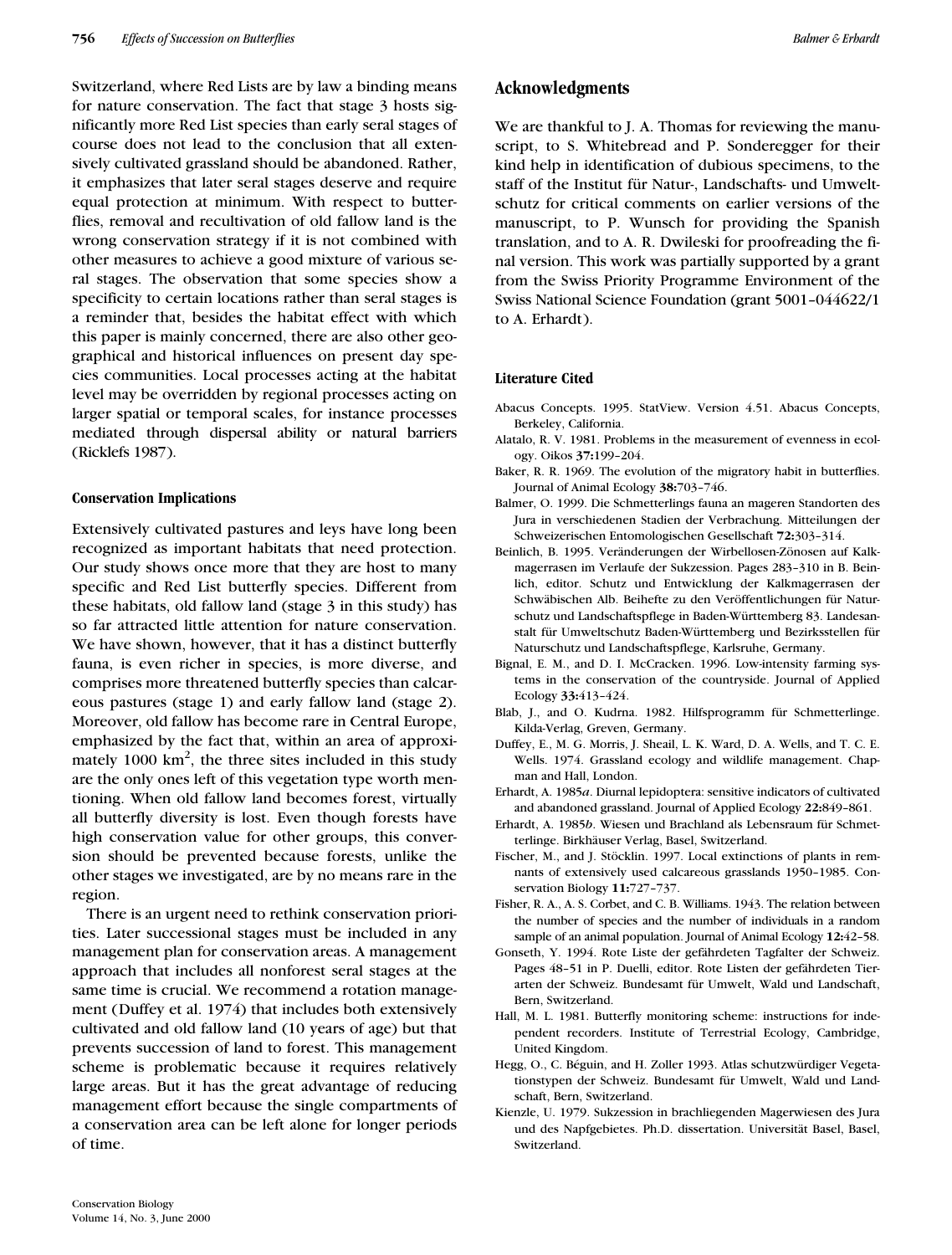Switzerland, where Red Lists are by law a binding means for nature conservation. The fact that stage 3 hosts significantly more Red List species than early seral stages of course does not lead to the conclusion that all extensively cultivated grassland should be abandoned. Rather, it emphasizes that later seral stages deserve and require equal protection at minimum. With respect to butterflies, removal and recultivation of old fallow land is the wrong conservation strategy if it is not combined with other measures to achieve a good mixture of various seral stages. The observation that some species show a specificity to certain locations rather than seral stages is a reminder that, besides the habitat effect with which this paper is mainly concerned, there are also other geographical and historical influences on present day species communities. Local processes acting at the habitat level may be overridden by regional processes acting on larger spatial or temporal scales, for instance processes mediated through dispersal ability or natural barriers (Ricklefs 1987).

### Conservation Implications

Extensively cultivated pastures and leys have long been recognized as important habitats that need protection. Our study shows once more that they are host to many specific and Red List butterfly species. Different from these habitats, old fallow land (stage 3 in this study) has so far attracted little attention for nature conservation. We have shown, however, that it has a distinct butterfly fauna, is even richer in species, is more diverse, and comprises more threatened butterfly species than calcareous pastures (stage 1) and early fallow land (stage 2). Moreover, old fallow has become rare in Central Europe, emphasized by the fact that, within an area of approximately 1000 km$^2$, the three sites included in this study are the only ones left of this vegetation type worth mentioning. When old fallow land becomes forest, virtually all butterfly diversity is lost. Even though forests have high conservation value for other groups, this conversion should be prevented because forests, unlike the other stages we investigated, are by no means rare in the region.

There is an urgent need to rethink conservation priorities. Later successional stages must be included in any management plan for conservation areas. A management approach that includes all nonforest seral stages at the same time is crucial. We recommend a rotation management (Duffey et al. 1974) that includes both extensively cultivated and old fallow land (10 years of age) but that prevents succession of land to forest. This management scheme is problematic because it requires relatively large areas. But it has the great advantage of reducing management effort because the single compartments of a conservation area can be left alone for longer periods of time.

## Acknowledgments

We are thankful to J. A. Thomas for reviewing the manuscript, to S. Whitebread and P. Sonderegger for their kind help in identification of dubious specimens, to the staff of the Institut für Natur-, Landschafts- und Umweltschutz for critical comments on earlier versions of the manuscript, to P. Wunsch for providing the Spanish translation, and to A. R. Dwileski for proofreading the final version. This work was partially supported by a grant from the Swiss Priority Programme Environment of the Swiss National Science Foundation (grant 5001–044622/1 to A. Erhardt).

### Literature Cited

Abacus Concepts. 1995. StatView. Version 4.51. Abacus Concepts, Berkeley, California.

Alatalo, R. V. 1981. Problems in the measurement of evenness in ecology. Oikos **37:**199–204.

Baker, R. R. 1969. The evolution of the migratory habit in butterflies. Journal of Animal Ecology **38:**703–746.

Balmer, O. 1999. Die Schmetterlings fauna an mageren Standorten des Jura in verschiedenen Stadien der Verbrachung. Mitteilungen der Schweizerischen Entomologischen Gesellschaft **72:**303–314.

Beinlich, B. 1995. Veränderungen der Wirbellosen-Zönosen auf Kalkmagerrasen im Verlaufe der Sukzession. Pages 283–310 in B. Beinlich, editor. Schutz und Entwicklung der Kalkmagerrasen der Schwäbischen Alb. Beihefte zu den Veröffentlichungen für Naturschutz und Landschaftspflege in Baden-Württemberg 83. Landesanstalt für Umweltschutz Baden-Württemberg und Bezirksstellen für Naturschutz und Landschaftspflege, Karlsruhe, Germany.

Bignal, E. M., and D. I. McCracken. 1996. Low-intensity farming systems in the conservation of the countryside. Journal of Applied Ecology **33:**413–424.

Blab, J., and O. Kudrna. 1982. Hilfsprogramm für Schmetterlinge. Kilda-Verlag, Greven, Germany.

Duffey, E., M. G. Morris, J. Sheail, L. K. Ward, D. A. Wells, and T. C. E. Wells. 1974. Grassland ecology and wildlife management. Chapman and Hall, London.

Erhardt, A. 1985*a*. Diurnal lepidoptera: sensitive indicators of cultivated and abandoned grassland. Journal of Applied Ecology **22:**849–861.

Erhardt, A. 1985*b*. Wiesen und Brachland als Lebensraum für Schmetterlinge. Birkhäuser Verlag, Basel, Switzerland.

Fischer, M., and J. Stöcklin. 1997. Local extinctions of plants in remnants of extensively used calcareous grasslands 1950–1985. Conservation Biology **11:**727–737.

Fisher, R. A., A. S. Corbet, and C. B. Williams. 1943. The relation between the number of species and the number of individuals in a random sample of an animal population. Journal of Animal Ecology **12:**42–58.

Gonseth, Y. 1994. Rote Liste der gefährdeten Tagfalter der Schweiz. Pages 48–51 in P. Duelli, editor. Rote Listen der gefährdeten Tierarten der Schweiz. Bundesamt für Umwelt, Wald und Landschaft, Bern, Switzerland.

Hall, M. L. 1981. Butterfly monitoring scheme: instructions for independent recorders. Institute of Terrestrial Ecology, Cambridge, United Kingdom.

Hegg, O., C. Béguin, and H. Zoller 1993. Atlas schutzwürdiger Vegetationstypen der Schweiz. Bundesamt für Umwelt, Wald und Landschaft, Bern, Switzerland.

Kienzle, U. 1979. Sukzession in brachliegenden Magerwiesen des Jura und des Napfgebietes. Ph.D. dissertation. Universität Basel, Basel, Switzerland.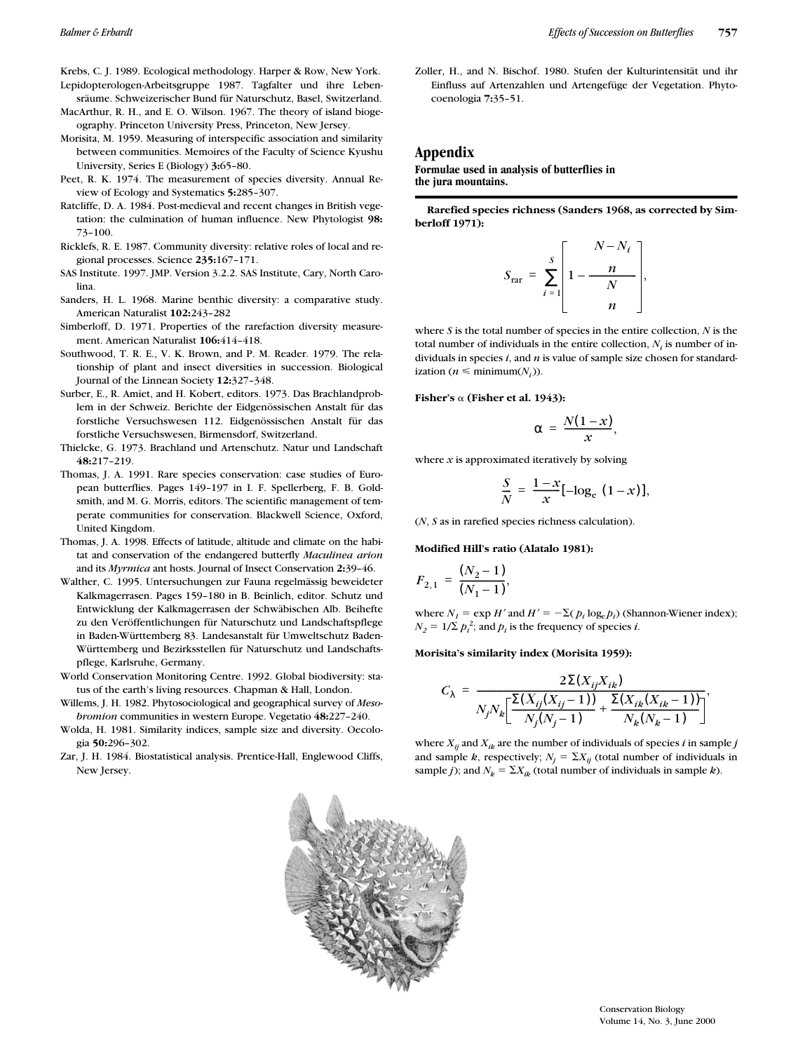Krebs, C. J. 1989. Ecological methodology. Harper & Row, New York.

Lepidopterologen-Arbeitsgruppe 1987. Tagfalter und ihre Lebensräume. Schweizerischer Bund für Naturschutz, Basel, Switzerland.

MacArthur, R. H., and E. O. Wilson. 1967. The theory of island biogeography. Princeton University Press, Princeton, New Jersey.

Morisita, M. 1959. Measuring of interspecific association and similarity between communities. Memoires of the Faculty of Science Kyushu University, Series E (Biology) **3:**65–80.

Peet, R. K. 1974. The measurement of species diversity. Annual Review of Ecology and Systematics **5:**285–307.

Ratcliffe, D. A. 1984. Post-medieval and recent changes in British vegetation: the culmination of human influence. New Phytologist **98:** 73–100.

Ricklefs, R. E. 1987. Community diversity: relative roles of local and regional processes. Science **235:**167–171.

SAS Institute. 1997. JMP. Version 3.2.2. SAS Institute, Cary, North Carolina.

Sanders, H. L. 1968. Marine benthic diversity: a comparative study. American Naturalist **102:**243–282

Simberloff, D. 1971. Properties of the rarefaction diversity measurement. American Naturalist **106:**414–418.

Southwood, T. R. E., V. K. Brown, and P. M. Reader. 1979. The relationship of plant and insect diversities in succession. Biological Journal of the Linnean Society **12:**327–348.

Surber, E., R. Amiet, and H. Kobert, editors. 1973. Das Brachlandproblem in der Schweiz. Berichte der Eidgenössischen Anstalt für das forstliche Versuchswesen 112. Eidgenössischen Anstalt für das forstliche Versuchswesen, Birmensdorf, Switzerland.

Thielcke, G. 1973. Brachland und Artenschutz. Natur und Landschaft **48:**217–219.

Thomas, J. A. 1991. Rare species conservation: case studies of European butterflies. Pages 149–197 in I. F. Spellerberg, F. B. Goldsmith, and M. G. Morris, editors. The scientific management of temperate communities for conservation. Blackwell Science, Oxford, United Kingdom.

Thomas, J. A. 1998. Effects of latitude, altitude and climate on the habitat and conservation of the endangered butterfly *Maculinea arion* and its *Myrmica* ant hosts. Journal of Insect Conservation **2:**39–46.

Walther, C. 1995. Untersuchungen zur Fauna regelmässig beweideter Kalkmagerrasen. Pages 159–180 in B. Beinlich, editor. Schutz und Entwicklung der Kalkmagerrasen der Schwäbischen Alb. Beihefte zu den Veröffentlichungen für Naturschutz und Landschaftspflege in Baden-Württemberg 83. Landesanstalt für Umweltschutz Baden-Württemberg und Bezirksstellen für Naturschutz und Landschaftspflege, Karlsruhe, Germany.

World Conservation Monitoring Centre. 1992. Global biodiversity: status of the earth's living resources. Chapman & Hall, London.

Willems, J. H. 1982. Phytosociological and geographical survey of *Mesobromion* communities in western Europe. Vegetatio **48:**227–240.

Wolda, H. 1981. Similarity indices, sample size and diversity. Oecologia **50:**296–302.

Zar, J. H. 1984. Biostatistical analysis. Prentice-Hall, Englewood Cliffs, New Jersey.

Zoller, H., and N. Bischof. 1980. Stufen der Kulturintensität und ihr Einfluss auf Artenzahlen und Artengefüge der Vegetation. Phytocoenologia **7:**35–51.

## Appendix

**Formulae used in analysis of butterflies in the jura mountains.**

**Rarefied species richness (Sanders 1968, as corrected by Simberloff 1971):**

$$S_{\text{rar}} = \sum_{i=1}^{S}\left[1 - \frac{\binom{N-N_i}{n}}{\binom{N}{n}}\right],$$

where $S$ is the total number of species in the entire collection, $N$ is the total number of individuals in the entire collection, $N_i$ is number of individuals in species $i$, and $n$ is value of sample size chosen for standardization ($n \leq \text{minimum}(N_i)$).

**Fisher's α (Fisher et al. 1943):**

$$\alpha = \frac{N(1-x)}{x},$$

where $x$ is approximated iteratively by solving

$$\frac{S}{N} = \frac{1-x}{x}[-\log_e (1-x)],$$

($N$, $S$ as in rarefied species richness calculation).

**Modified Hill's ratio (Alatalo 1981):**

$$F_{2,1} = \frac{(N_2 - 1)}{(N_1 - 1)},$$

where $N_1 = \exp H'$ and $H' = -\Sigma(p_i \log_e p_i)$ (Shannon-Wiener index); $N_2 = 1/\Sigma p_i^2$; and $p_i$ is the frequency of species $i$.

**Morisita's similarity index (Morisita 1959):**

$$C_\lambda = \frac{2\Sigma(X_{ij}X_{ik})}{N_j N_k\left[\frac{\Sigma(X_{ij}(X_{ij}-1))}{N_j(N_j-1)} + \frac{\Sigma(X_{ik}(X_{ik}-1))}{N_k(N_k-1)}\right]},$$

where $X_{ij}$ and $X_{ik}$ are the number of individuals of species $i$ in sample $j$ and sample $k$, respectively; $N_j = \Sigma X_{ij}$ (total number of individuals in sample $j$); and $N_k = \Sigma X_{ik}$ (total number of individuals in sample $k$).